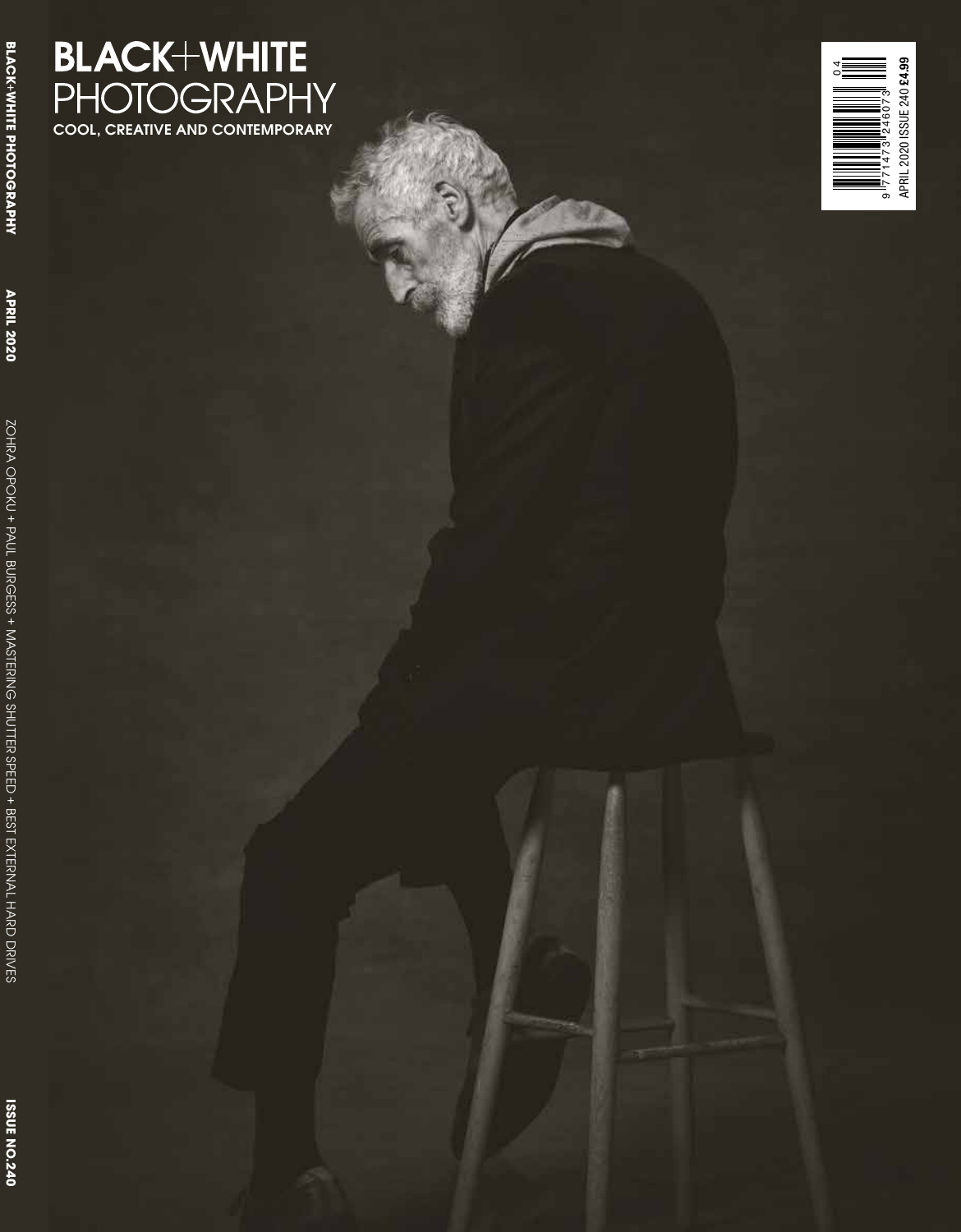# BLACK+WHITE PHOTOGRAPHY

COOL, CREATIVE AND CONTEMPORARY

APRIL 2020 ISSUE 240 **£4.99**

**BLACK+WHITE PHOTOGRAPHY** **APRIL 2020** ZOHRA OPOKU + PAUL BURGESS + MASTERING SHUTTER SPEED + BEST EXTERNAL HARD DRIVES **ISSUE NO.240**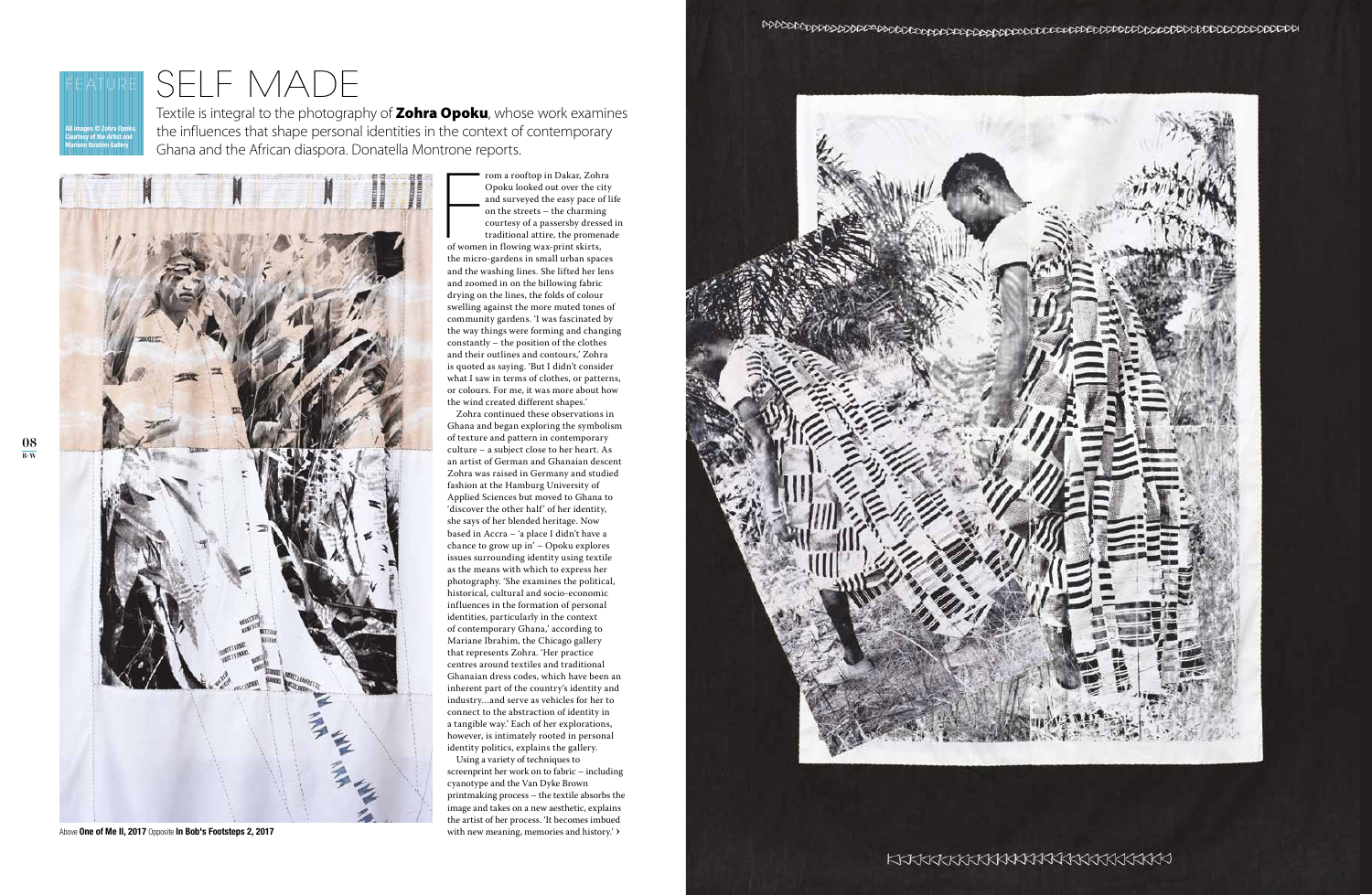FEATURE

All images © Zohra Opoku. Courtesy of the Artist and Mariane Ibrahim Gallery

# SELF MADE

Textile is integral to the photography of **Zohra Opoku**, whose work examines the influences that shape personal identities in the context of contemporary Ghana and the African diaspora. Donatella Montrone reports.

Above **One of Me II, 2017** Opposite **In Bob's Footsteps 2, 2017**

From a rooftop in Dakar, Zohra Opoku looked out over the city and surveyed the easy pace of life on the streets – the charming courtesy of a passersby dressed in traditional attire, the promenade of women in flowing wax-print skirts, the micro-gardens in small urban spaces and the washing lines. She lifted her lens and zoomed in on the billowing fabric drying on the lines, the folds of colour swelling against the more muted tones of community gardens. 'I was fascinated by the way things were forming and changing constantly – the position of the clothes and their outlines and contours,' Zohra is quoted as saying. 'But I didn't consider what I saw in terms of clothes, or patterns, or colours. For me, it was more about how the wind created different shapes.'

Zohra continued these observations in Ghana and began exploring the symbolism of texture and pattern in contemporary culture – a subject close to her heart. As an artist of German and Ghanaian descent Zohra was raised in Germany and studied fashion at the Hamburg University of Applied Sciences but moved to Ghana to 'discover the other half' of her identity, she says of her blended heritage. Now based in Accra – 'a place I didn't have a chance to grow up in' – Opoku explores issues surrounding identity using textile as the means with which to express her photography. 'She examines the political, historical, cultural and socio-economic influences in the formation of personal identities, particularly in the context of contemporary Ghana,' according to Mariane Ibrahim, the Chicago gallery that represents Zohra. 'Her practice centres around textiles and traditional Ghanaian dress codes, which have been an inherent part of the country's identity and industry…and serve as vehicles for her to connect to the abstraction of identity in a tangible way.' Each of her explorations, however, is intimately rooted in personal identity politics, explains the gallery.

Using a variety of techniques to screenprint her work on to fabric – including cyanotype and the Van Dyke Brown printmaking process – the textile absorbs the image and takes on a new aesthetic, explains the artist of her process. 'It becomes imbued with new meaning, memories and history.' ›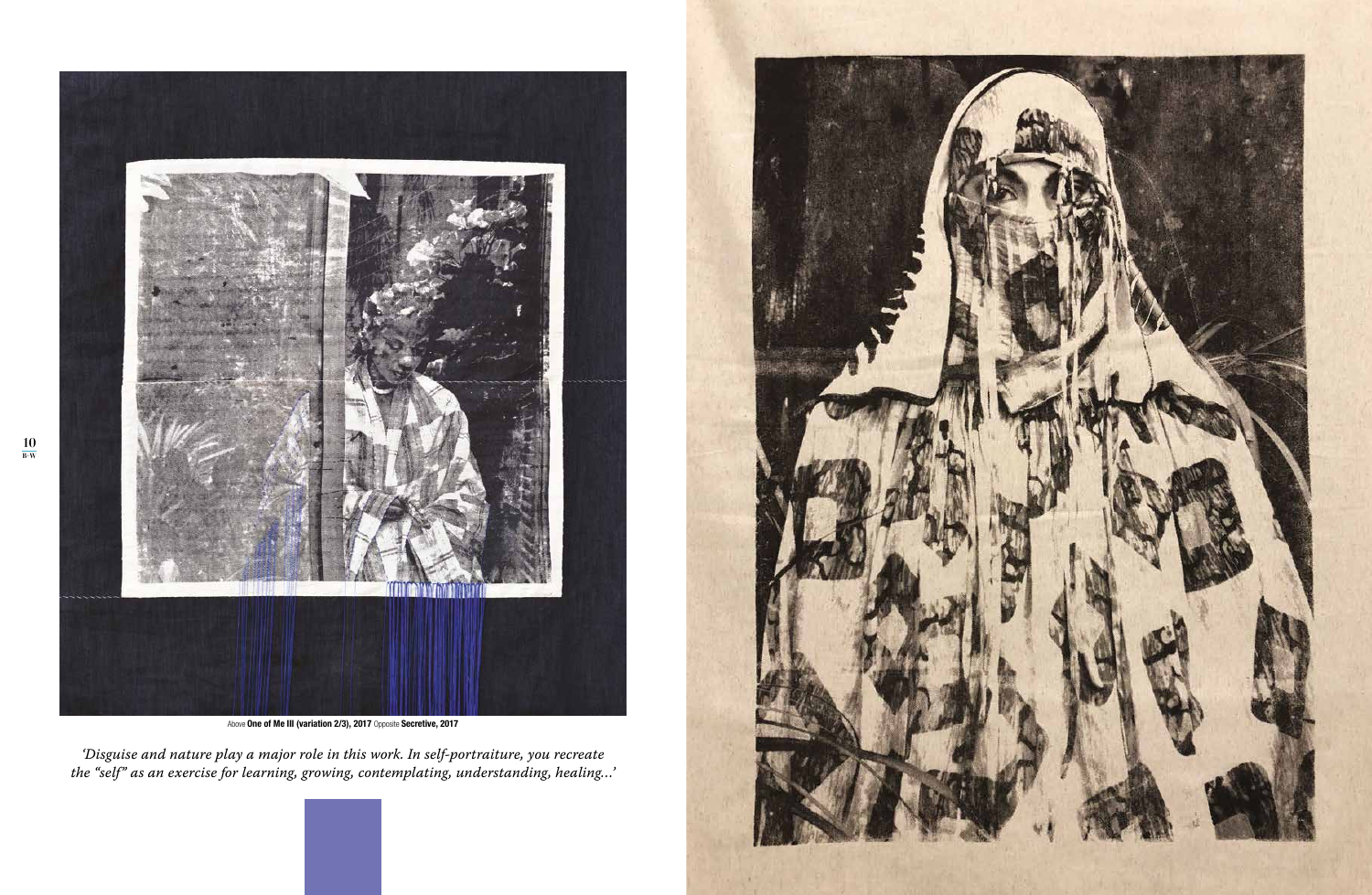Above **One of Me III (variation 2/3), 2017** Opposite **Secretive, 2017**

*'Disguise and nature play a major role in this work. In self-portraiture, you recreate the "self" as an exercise for learning, growing, contemplating, understanding, healing…'*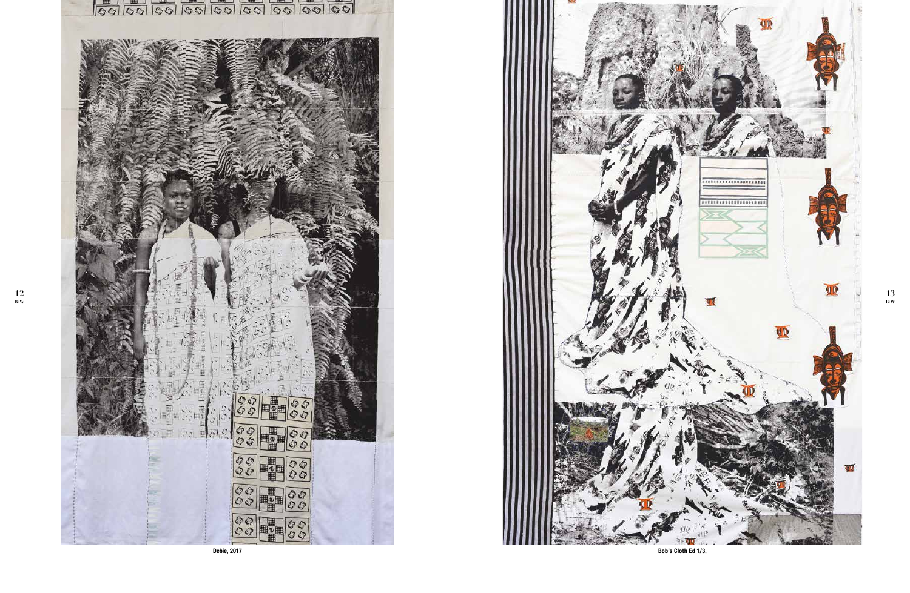Debie, 2017

Bob's Cloth Ed 1/3,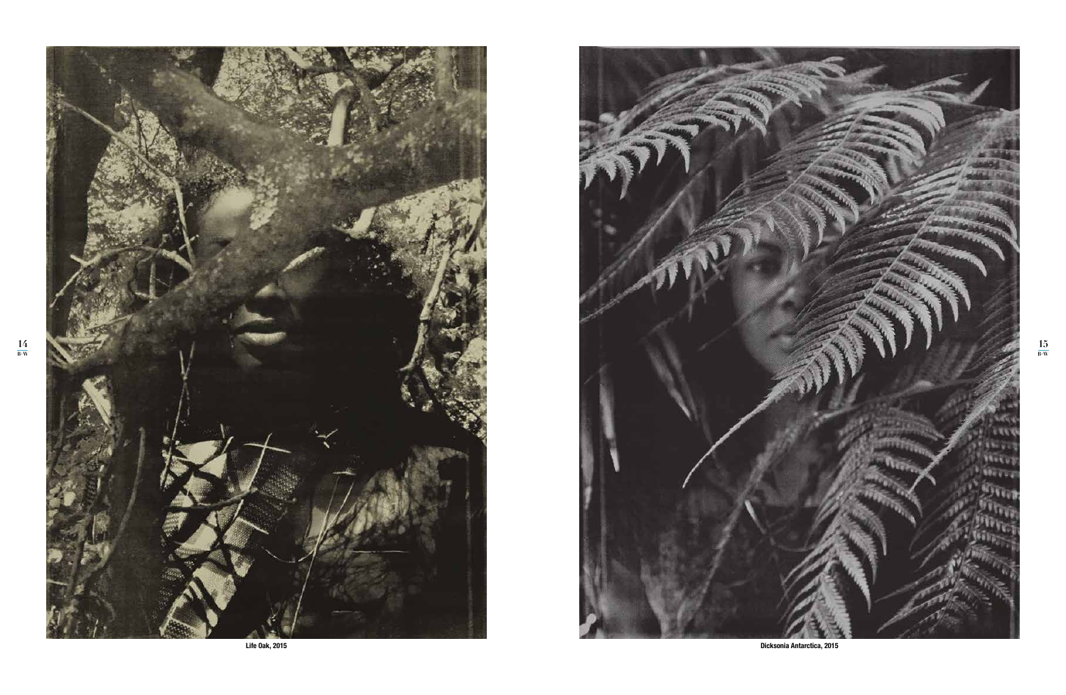Life Oak, 2015

Dicksonia Antarctica, 2015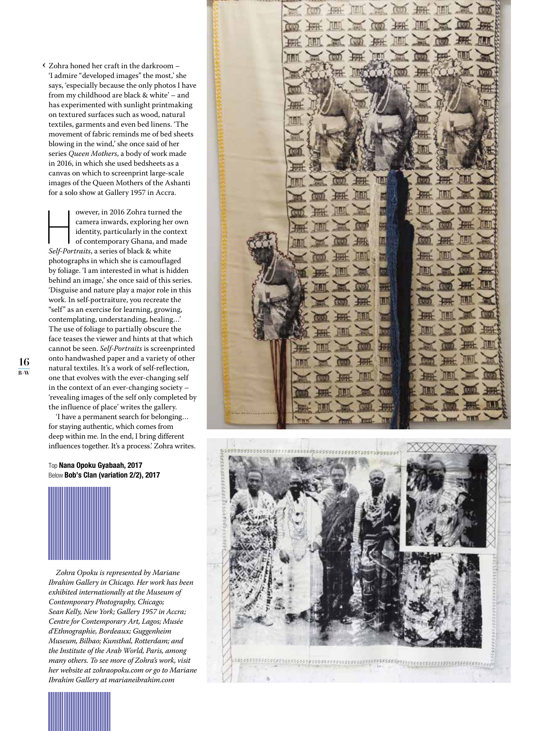Zohra honed her craft in the darkroom – 'I admire "developed images" the most,' she says, 'especially because the only photos I have from my childhood are black & white' – and has experimented with sunlight printmaking on textured surfaces such as wood, natural textiles, garments and even bed linens. 'The movement of fabric reminds me of bed sheets blowing in the wind,' she once said of her series *Queen Mothers*, a body of work made in 2016, in which she used bedsheets as a canvas on which to screenprint large-scale images of the Queen Mothers of the Ashanti for a solo show at Gallery 1957 in Accra.

However, in 2016 Zohra turned the camera inwards, exploring her own identity, particularly in the context of contemporary Ghana, and made *Self-Portraits*, a series of black & white photographs in which she is camouflaged by foliage. 'I am interested in what is hidden behind an image,' she once said of this series. 'Disguise and nature play a major role in this work. In self-portraiture, you recreate the "self" as an exercise for learning, growing, contemplating, understanding, healing…' The use of foliage to partially obscure the face teases the viewer and hints at that which cannot be seen. *Self-Portraits* is screenprinted onto handwashed paper and a variety of other natural textiles. It's a work of self-reflection, one that evolves with the ever-changing self in the context of an ever-changing society – 'revealing images of the self only completed by the influence of place' writes the gallery.

'I have a permanent search for belonging… for staying authentic, which comes from deep within me. In the end, I bring different influences together. It's a process.' Zohra writes.

Top **Nana Opoku Gyabaah, 2017**
Below **Bob's Clan (variation 2/2), 2017**

*Zohra Opoku is represented by Mariane Ibrahim Gallery in Chicago. Her work has been exhibited internationally at the Museum of Contemporary Photography, Chicago; Sean Kelly, New York; Gallery 1957 in Accra; Centre for Contemporary Art, Lagos; Musée d'Ethnographie, Bordeaux; Guggenheim Museum, Bilbao; Kunsthal, Rotterdam; and the Institute of the Arab World, Paris, among many others. To see more of Zohra's work, visit her website at zohraopoku.com or go to Mariane Ibrahim Gallery at marianeibrahim.com*